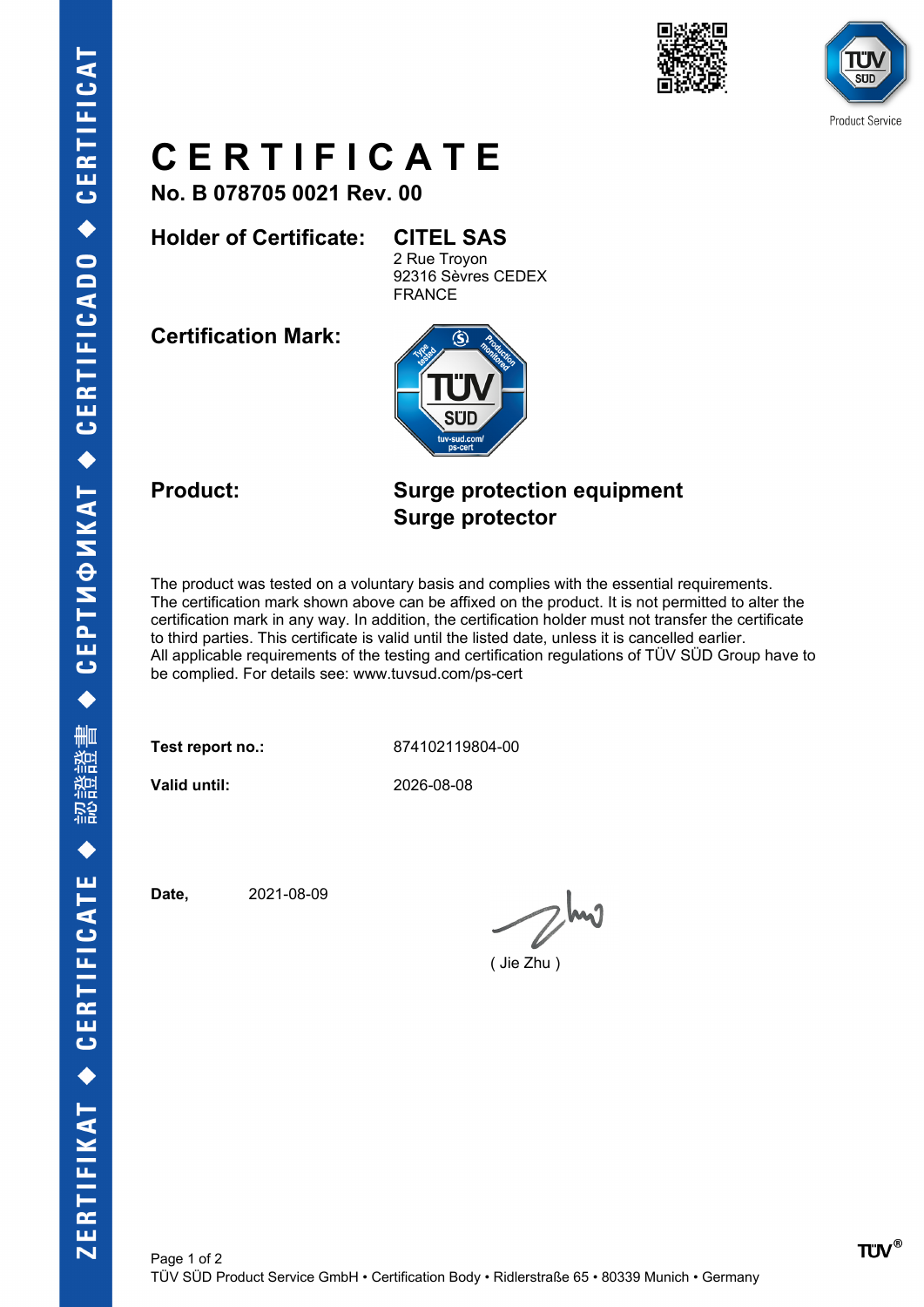# CERTIFICATE

**No. B 078705 0021 Rev. 00**

**Holder of Certificate:** **CITEL SAS**
2 Rue Troyon
92316 Sèvres CEDEX
FRANCE

**Certification Mark:**

**Product:** **Surge protection equipment**
**Surge protector**

The product was tested on a voluntary basis and complies with the essential requirements. The certification mark shown above can be affixed on the product. It is not permitted to alter the certification mark in any way. In addition, the certification holder must not transfer the certificate to third parties. This certificate is valid until the listed date, unless it is cancelled earlier. All applicable requirements of the testing and certification regulations of TÜV SÜD Group have to be complied. For details see: www.tuvsud.com/ps-cert

**Test report no.:** 874102119804-00

**Valid until:** 2026-08-08

**Date,** 2021-08-09

( Jie Zhu )

TÜV SÜD Product Service GmbH • Certification Body • Ridlerstraße 65 • 80339 Munich • Germany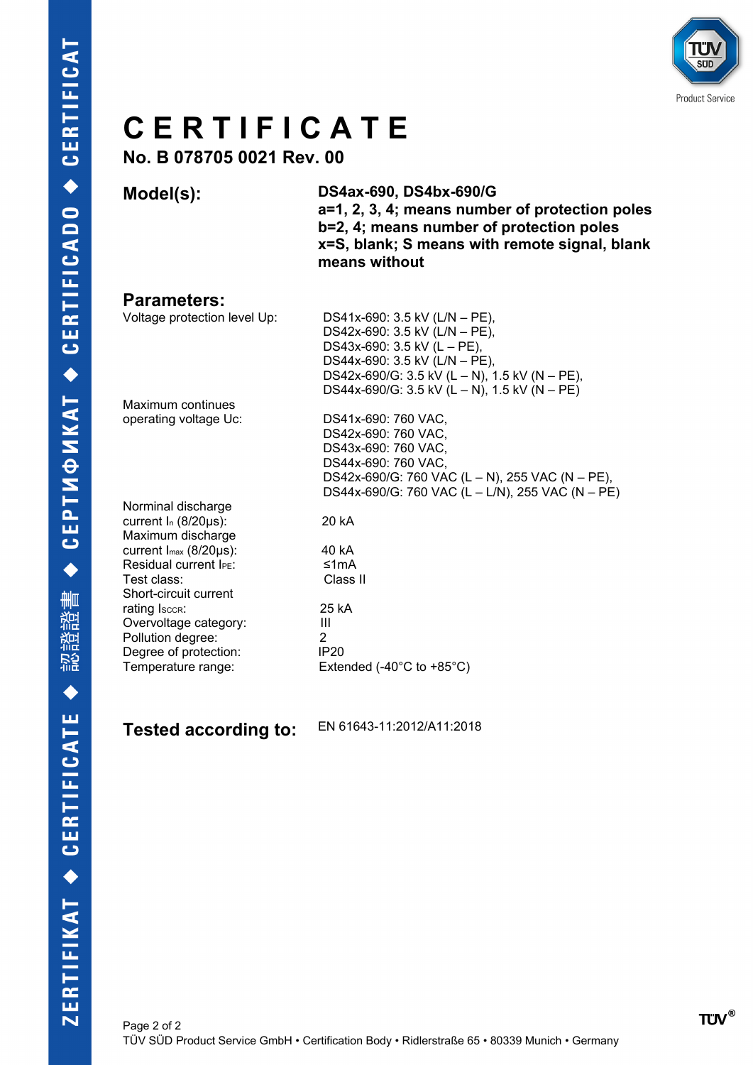# CERTIFICATE

**No. B 078705 0021 Rev. 00**

## Model(s):

**DS4ax-690, DS4bx-690/G**
**a=1, 2, 3, 4; means number of protection poles**
**b=2, 4; means number of protection poles**
**x=S, blank; S means with remote signal, blank means without**

## Parameters:

| | |
|---|---|
| Voltage protection level Up: | DS41x-690: 3.5 kV (L/N – PE),<br>DS42x-690: 3.5 kV (L/N – PE),<br>DS43x-690: 3.5 kV (L – PE),<br>DS44x-690: 3.5 kV (L/N – PE),<br>DS42x-690/G: 3.5 kV (L – N), 1.5 kV (N – PE),<br>DS44x-690/G: 3.5 kV (L – N), 1.5 kV (N – PE) |
| Maximum continues operating voltage Uc: | DS41x-690: 760 VAC,<br>DS42x-690: 760 VAC,<br>DS43x-690: 760 VAC,<br>DS44x-690: 760 VAC,<br>DS42x-690/G: 760 VAC (L – N), 255 VAC (N – PE),<br>DS44x-690/G: 760 VAC (L – L/N), 255 VAC (N – PE) |
| Norminal discharge current $I_n$ (8/20µs): | 20 kA |
| Maximum discharge current $I_{max}$ (8/20µs): | 40 kA |
| Residual current $I_{PE}$: | ≤1mA |
| Test class: | Class II |
| Short-circuit current rating $I_{SCCR}$: | 25 kA |
| Overvoltage category: | III |
| Pollution degree: | 2 |
| Degree of protection: | IP20 |
| Temperature range: | Extended (-40°C to +85°C) |

## Tested according to:

EN 61643-11:2012/A11:2018

TÜV SÜD Product Service GmbH • Certification Body • Ridlerstraße 65 • 80339 Munich • Germany